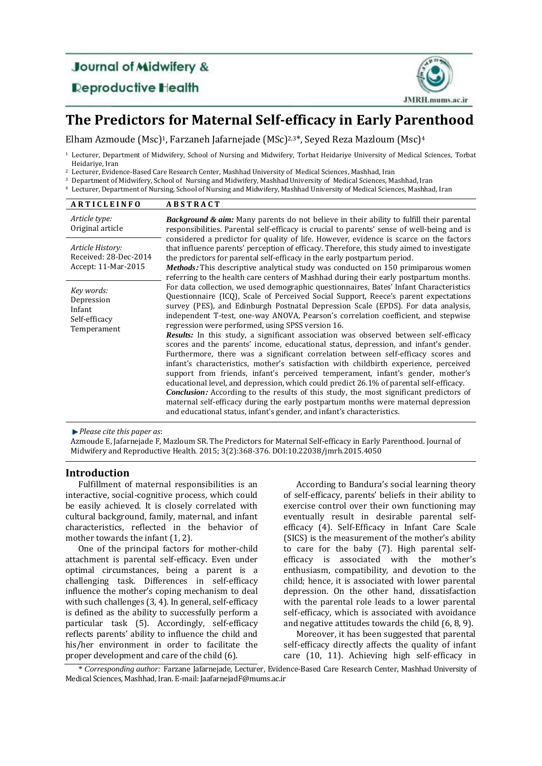Journal of Midwifery & Reproductive Health

JMRH.mums.ac.ir

# The Predictors for Maternal Self-efficacy in Early Parenthood

Elham Azmoude (Msc)[1], Farzaneh Jafarnejade (MSc)[2,3]*, Seyed Reza Mazloum (Msc)[4]

[1] Lecturer, Department of Midwifery, School of Nursing and Midwifery, Torbat Heidariye University of Medical Sciences, Torbat Heidariye, Iran
[2] Lecturer, Evidence-Based Care Research Center, Mashhad University of Medical Sciences, Mashhad, Iran
[3] Department of Midwifery, School of Nursing and Midwifery, Mashhad University of Medical Sciences, Mashhad, Iran
[4] Lecturer, Department of Nursing, School of Nursing and Midwifery, Mashhad University of Medical Sciences, Mashhad, Iran

**ARTICLE INFO**

*Article type:*
Original article

*Article History:*
Received: 28-Dec-2014
Accept: 11-Mar-2015

*Key words:*
Depression
Infant
Self-efficacy
Temperament

**ABSTRACT**

***Background & aim:*** Many parents do not believe in their ability to fulfill their parental responsibilities. Parental self-efficacy is crucial to parents' sense of well-being and is considered a predictor for quality of life. However, evidence is scarce on the factors that influence parents' perception of efficacy. Therefore, this study aimed to investigate the predictors for parental self-efficacy in the early postpartum period.

***Methods:*** This descriptive analytical study was conducted on 150 primiparous women referring to the health care centers of Mashhad during their early postpartum months. For data collection, we used demographic questionnaires, Bates' Infant Characteristics Questionnaire (ICQ), Scale of Perceived Social Support, Reece's parent expectations survey (PES), and Edinburgh Postnatal Depression Scale (EPDS). For data analysis, independent T-test, one-way ANOVA, Pearson's correlation coefficient, and stepwise regression were performed, using SPSS version 16.

***Results:*** In this study, a significant association was observed between self-efficacy scores and the parents' income, educational status, depression, and infant's gender. Furthermore, there was a significant correlation between self-efficacy scores and infant's characteristics, mother's satisfaction with childbirth experience, perceived support from friends, infant's perceived temperament, infant's gender, mother's educational level, and depression, which could predict 26.1% of parental self-efficacy.

***Conclusion:*** According to the results of this study, the most significant predictors of maternal self-efficacy during the early postpartum months were maternal depression and educational status, infant's gender, and infant's characteristics.

▶ *Please cite this paper as*:
Azmoude E, Jafarnejade F, Mazloum SR. The Predictors for Maternal Self-efficacy in Early Parenthood. Journal of Midwifery and Reproductive Health. 2015; 3(2):368-376. DOI:10.22038/jmrh.2015.4050

## Introduction

Fulfillment of maternal responsibilities is an interactive, social-cognitive process, which could be easily achieved. It is closely correlated with cultural background, family, maternal, and infant characteristics, reflected in the behavior of mother towards the infant (1, 2).

One of the principal factors for mother-child attachment is parental self-efficacy. Even under optimal circumstances, being a parent is a challenging task. Differences in self-efficacy influence the mother's coping mechanism to deal with such challenges (3, 4). In general, self-efficacy is defined as the ability to successfully perform a particular task (5). Accordingly, self-efficacy reflects parents' ability to influence the child and his/her environment in order to facilitate the proper development and care of the child (6).

According to Bandura's social learning theory of self-efficacy, parents' beliefs in their ability to exercise control over their own functioning may eventually result in desirable parental self-efficacy (4). Self-Efficacy in Infant Care Scale (SICS) is the measurement of the mother's ability to care for the baby (7). High parental self-efficacy is associated with the mother's enthusiasm, compatibility, and devotion to the child; hence, it is associated with lower parental depression. On the other hand, dissatisfaction with the parental role leads to a lower parental self-efficacy, which is associated with avoidance and negative attitudes towards the child (6, 8, 9).

Moreover, it has been suggested that parental self-efficacy directly affects the quality of infant care (10, 11). Achieving high self-efficacy in

\* *Corresponding author:* Farzane Jafarnejade, Lecturer, Evidence-Based Care Research Center, Mashhad University of Medical Sciences, Mashhad, Iran. E-mail: JaafarnejadF@mums.ac.ir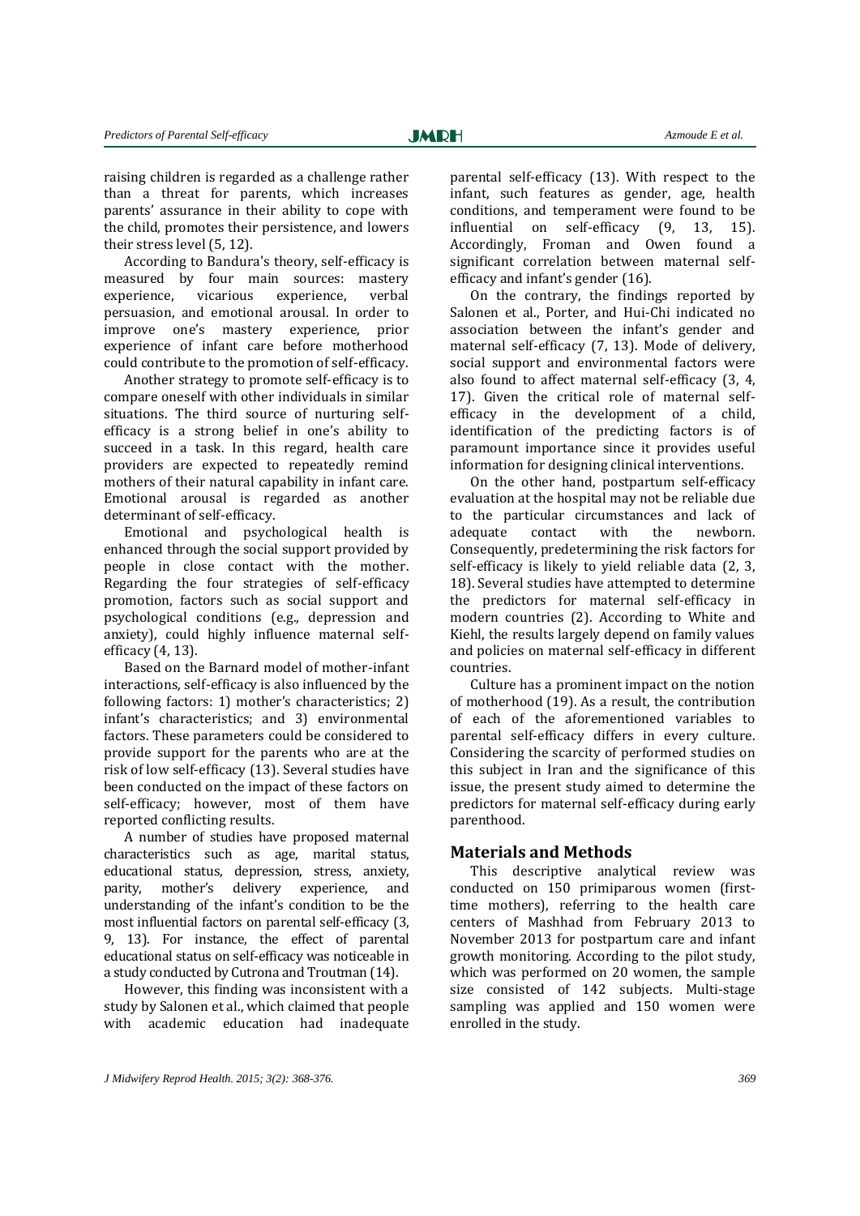raising children is regarded as a challenge rather than a threat for parents, which increases parents' assurance in their ability to cope with the child, promotes their persistence, and lowers their stress level (5, 12).

According to Bandura's theory, self-efficacy is measured by four main sources: mastery experience, vicarious experience, verbal persuasion, and emotional arousal. In order to improve one's mastery experience, prior experience of infant care before motherhood could contribute to the promotion of self-efficacy.

Another strategy to promote self-efficacy is to compare oneself with other individuals in similar situations. The third source of nurturing self-efficacy is a strong belief in one's ability to succeed in a task. In this regard, health care providers are expected to repeatedly remind mothers of their natural capability in infant care. Emotional arousal is regarded as another determinant of self-efficacy.

Emotional and psychological health is enhanced through the social support provided by people in close contact with the mother. Regarding the four strategies of self-efficacy promotion, factors such as social support and psychological conditions (e.g., depression and anxiety), could highly influence maternal self-efficacy (4, 13).

Based on the Barnard model of mother-infant interactions, self-efficacy is also influenced by the following factors: 1) mother's characteristics; 2) infant's characteristics; and 3) environmental factors. These parameters could be considered to provide support for the parents who are at the risk of low self-efficacy (13). Several studies have been conducted on the impact of these factors on self-efficacy; however, most of them have reported conflicting results.

A number of studies have proposed maternal characteristics such as age, marital status, educational status, depression, stress, anxiety, parity, mother's delivery experience, and understanding of the infant's condition to be the most influential factors on parental self-efficacy (3, 9, 13). For instance, the effect of parental educational status on self-efficacy was noticeable in a study conducted by Cutrona and Troutman (14).

However, this finding was inconsistent with a study by Salonen et al., which claimed that people with academic education had inadequate parental self-efficacy (13). With respect to the infant, such features as gender, age, health conditions, and temperament were found to be influential on self-efficacy (9, 13, 15). Accordingly, Froman and Owen found a significant correlation between maternal self-efficacy and infant's gender (16).

On the contrary, the findings reported by Salonen et al., Porter, and Hui-Chi indicated no association between the infant's gender and maternal self-efficacy (7, 13). Mode of delivery, social support and environmental factors were also found to affect maternal self-efficacy (3, 4, 17). Given the critical role of maternal self-efficacy in the development of a child, identification of the predicting factors is of paramount importance since it provides useful information for designing clinical interventions.

On the other hand, postpartum self-efficacy evaluation at the hospital may not be reliable due to the particular circumstances and lack of adequate contact with the newborn. Consequently, predetermining the risk factors for self-efficacy is likely to yield reliable data (2, 3, 18). Several studies have attempted to determine the predictors for maternal self-efficacy in modern countries (2). According to White and Kiehl, the results largely depend on family values and policies on maternal self-efficacy in different countries.

Culture has a prominent impact on the notion of motherhood (19). As a result, the contribution of each of the aforementioned variables to parental self-efficacy differs in every culture. Considering the scarcity of performed studies on this subject in Iran and the significance of this issue, the present study aimed to determine the predictors for maternal self-efficacy during early parenthood.

## Materials and Methods

This descriptive analytical review was conducted on 150 primiparous women (first-time mothers), referring to the health care centers of Mashhad from February 2013 to November 2013 for postpartum care and infant growth monitoring. According to the pilot study, which was performed on 20 women, the sample size consisted of 142 subjects. Multi-stage sampling was applied and 150 women were enrolled in the study.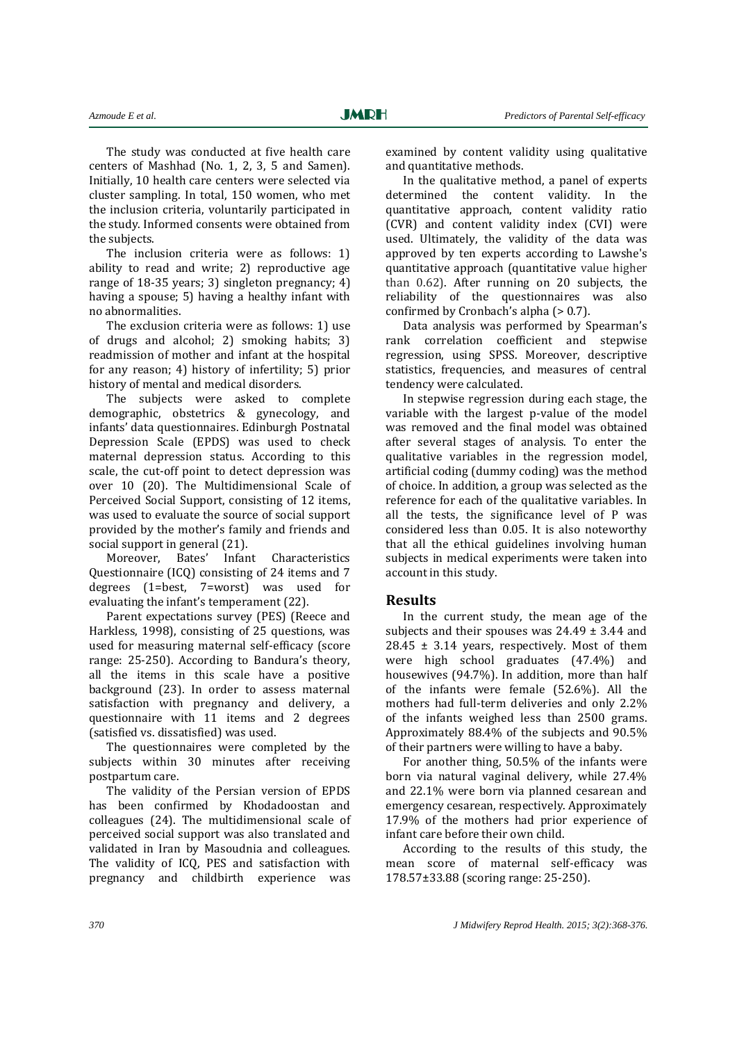The study was conducted at five health care centers of Mashhad (No. 1, 2, 3, 5 and Samen). Initially, 10 health care centers were selected via cluster sampling. In total, 150 women, who met the inclusion criteria, voluntarily participated in the study. Informed consents were obtained from the subjects.

The inclusion criteria were as follows: 1) ability to read and write; 2) reproductive age range of 18-35 years; 3) singleton pregnancy; 4) having a spouse; 5) having a healthy infant with no abnormalities.

The exclusion criteria were as follows: 1) use of drugs and alcohol; 2) smoking habits; 3) readmission of mother and infant at the hospital for any reason; 4) history of infertility; 5) prior history of mental and medical disorders.

The subjects were asked to complete demographic, obstetrics & gynecology, and infants' data questionnaires. Edinburgh Postnatal Depression Scale (EPDS) was used to check maternal depression status. According to this scale, the cut-off point to detect depression was over 10 (20). The Multidimensional Scale of Perceived Social Support, consisting of 12 items, was used to evaluate the source of social support provided by the mother's family and friends and social support in general (21).

Moreover, Bates' Infant Characteristics Questionnaire (ICQ) consisting of 24 items and 7 degrees (1=best, 7=worst) was used for evaluating the infant's temperament (22).

Parent expectations survey (PES) (Reece and Harkless, 1998), consisting of 25 questions, was used for measuring maternal self-efficacy (score range: 25-250). According to Bandura's theory, all the items in this scale have a positive background (23). In order to assess maternal satisfaction with pregnancy and delivery, a questionnaire with 11 items and 2 degrees (satisfied vs. dissatisfied) was used.

The questionnaires were completed by the subjects within 30 minutes after receiving postpartum care.

The validity of the Persian version of EPDS has been confirmed by Khodadoostan and colleagues (24). The multidimensional scale of perceived social support was also translated and validated in Iran by Masoudnia and colleagues. The validity of ICQ, PES and satisfaction with pregnancy and childbirth experience was examined by content validity using qualitative and quantitative methods.

In the qualitative method, a panel of experts determined the content validity. In the quantitative approach, content validity ratio (CVR) and content validity index (CVI) were used. Ultimately, the validity of the data was approved by ten experts according to Lawshe's quantitative approach (quantitative value higher than 0.62). After running on 20 subjects, the reliability of the questionnaires was also confirmed by Cronbach's alpha (> 0.7).

Data analysis was performed by Spearman's rank correlation coefficient and stepwise regression, using SPSS. Moreover, descriptive statistics, frequencies, and measures of central tendency were calculated.

In stepwise regression during each stage, the variable with the largest p-value of the model was removed and the final model was obtained after several stages of analysis. To enter the qualitative variables in the regression model, artificial coding (dummy coding) was the method of choice. In addition, a group was selected as the reference for each of the qualitative variables. In all the tests, the significance level of P was considered less than 0.05. It is also noteworthy that all the ethical guidelines involving human subjects in medical experiments were taken into account in this study.

## Results

In the current study, the mean age of the subjects and their spouses was 24.49 ± 3.44 and 28.45 ± 3.14 years, respectively. Most of them were high school graduates (47.4%) and housewives (94.7%). In addition, more than half of the infants were female (52.6%). All the mothers had full-term deliveries and only 2.2% of the infants weighed less than 2500 grams. Approximately 88.4% of the subjects and 90.5% of their partners were willing to have a baby.

For another thing, 50.5% of the infants were born via natural vaginal delivery, while 27.4% and 22.1% were born via planned cesarean and emergency cesarean, respectively. Approximately 17.9% of the mothers had prior experience of infant care before their own child.

According to the results of this study, the mean score of maternal self-efficacy was 178.57±33.88 (scoring range: 25-250).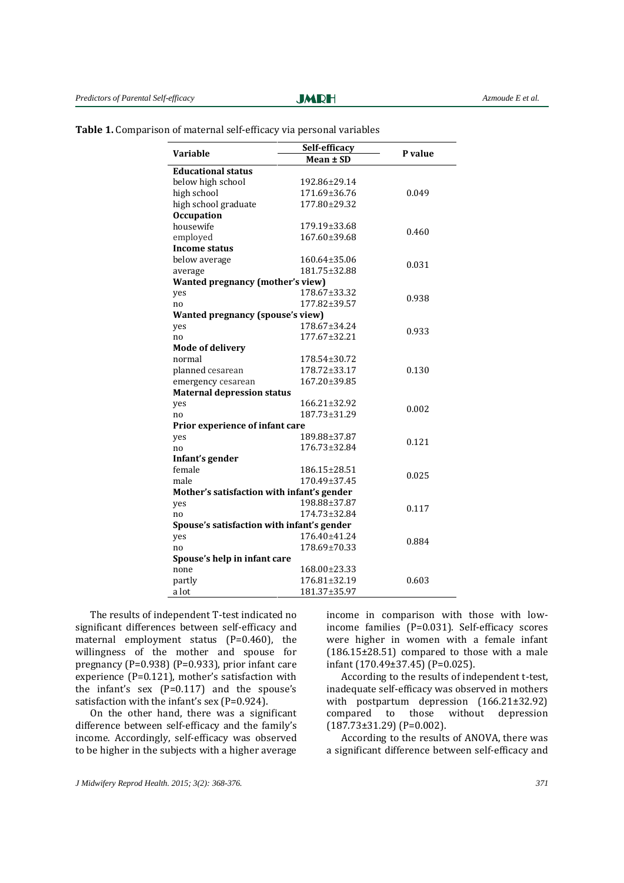**Table 1.** Comparison of maternal self-efficacy via personal variables

| Variable | Self-efficacy Mean ± SD | P value |
|---|---|---|
| **Educational status** | | |
| below high school | 192.86±29.14 | |
| high school | 171.69±36.76 | 0.049 |
| high school graduate | 177.80±29.32 | |
| **Occupation** | | |
| housewife | 179.19±33.68 | 0.460 |
| employed | 167.60±39.68 | |
| **Income status** | | |
| below average | 160.64±35.06 | 0.031 |
| average | 181.75±32.88 | |
| **Wanted pregnancy (mother's view)** | | |
| yes | 178.67±33.32 | 0.938 |
| no | 177.82±39.57 | |
| **Wanted pregnancy (spouse's view)** | | |
| yes | 178.67±34.24 | 0.933 |
| no | 177.67±32.21 | |
| **Mode of delivery** | | |
| normal | 178.54±30.72 | |
| planned cesarean | 178.72±33.17 | 0.130 |
| emergency cesarean | 167.20±39.85 | |
| **Maternal depression status** | | |
| yes | 166.21±32.92 | 0.002 |
| no | 187.73±31.29 | |
| **Prior experience of infant care** | | |
| yes | 189.88±37.87 | 0.121 |
| no | 176.73±32.84 | |
| **Infant's gender** | | |
| female | 186.15±28.51 | 0.025 |
| male | 170.49±37.45 | |
| **Mother's satisfaction with infant's gender** | | |
| yes | 198.88±37.87 | 0.117 |
| no | 174.73±32.84 | |
| **Spouse's satisfaction with infant's gender** | | |
| yes | 176.40±41.24 | 0.884 |
| no | 178.69±70.33 | |
| **Spouse's help in infant care** | | |
| none | 168.00±23.33 | |
| partly | 176.81±32.19 | 0.603 |
| a lot | 181.37±35.97 | |

The results of independent T-test indicated no significant differences between self-efficacy and maternal employment status (P=0.460), the willingness of the mother and spouse for pregnancy (P=0.938) (P=0.933), prior infant care experience (P=0.121), mother's satisfaction with the infant's sex (P=0.117) and the spouse's satisfaction with the infant's sex (P=0.924).

On the other hand, there was a significant difference between self-efficacy and the family's income. Accordingly, self-efficacy was observed to be higher in the subjects with a higher average income in comparison with those with low-income families (P=0.031). Self-efficacy scores were higher in women with a female infant (186.15±28.51) compared to those with a male infant (170.49±37.45) (P=0.025).

According to the results of independent t-test, inadequate self-efficacy was observed in mothers with postpartum depression (166.21±32.92) compared to those without depression (187.73±31.29) (P=0.002).

According to the results of ANOVA, there was a significant difference between self-efficacy and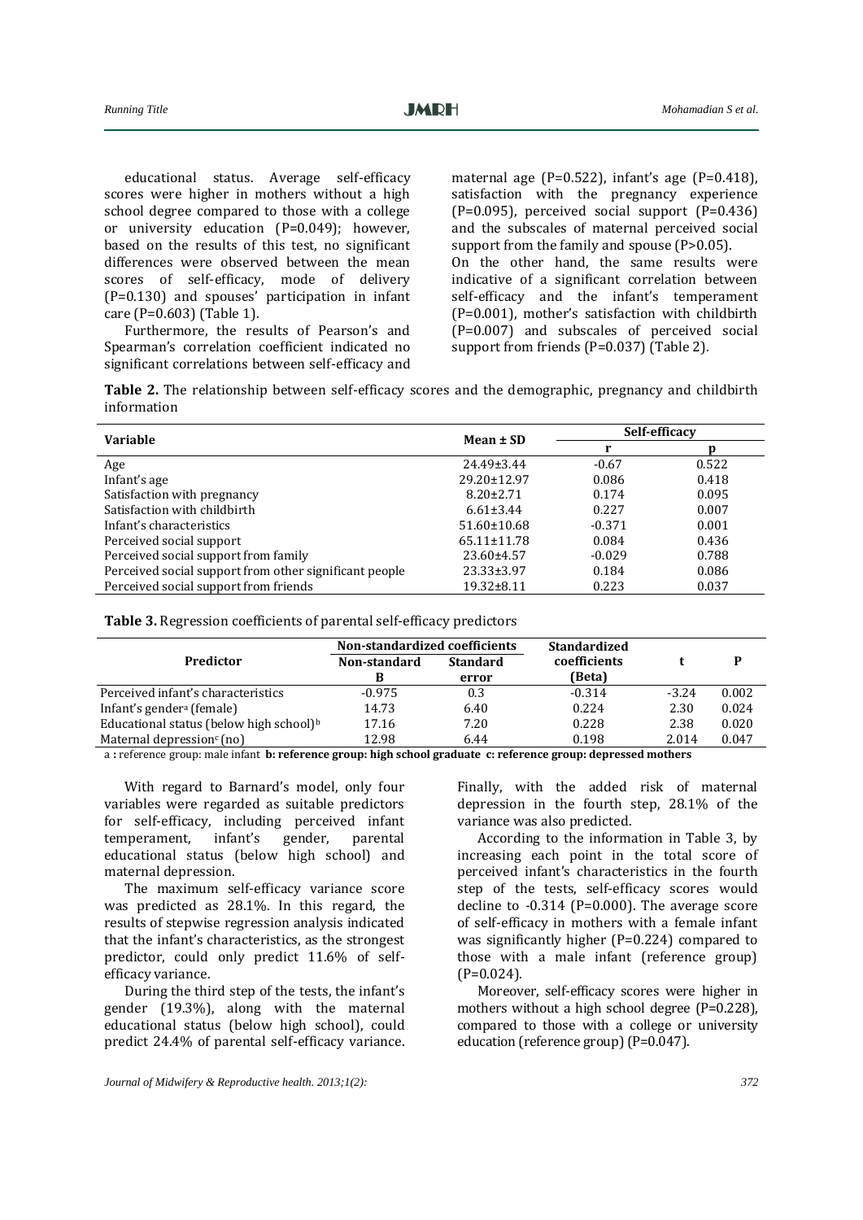educational status. Average self-efficacy scores were higher in mothers without a high school degree compared to those with a college or university education (P=0.049); however, based on the results of this test, no significant differences were observed between the mean scores of self-efficacy, mode of delivery (P=0.130) and spouses' participation in infant care (P=0.603) (Table 1).

Furthermore, the results of Pearson's and Spearman's correlation coefficient indicated no significant correlations between self-efficacy and maternal age (P=0.522), infant's age (P=0.418), satisfaction with the pregnancy experience (P=0.095), perceived social support (P=0.436) and the subscales of maternal perceived social support from the family and spouse (P>0.05).

On the other hand, the same results were indicative of a significant correlation between self-efficacy and the infant's temperament (P=0.001), mother's satisfaction with childbirth (P=0.007) and subscales of perceived social support from friends (P=0.037) (Table 2).

**Table 2.** The relationship between self-efficacy scores and the demographic, pregnancy and childbirth information

| Variable | Mean ± SD | Self-efficacy | |
|---|---|---|---|
| | | r | p |
| Age | 24.49±3.44 | -0.67 | 0.522 |
| Infant's age | 29.20±12.97 | 0.086 | 0.418 |
| Satisfaction with pregnancy | 8.20±2.71 | 0.174 | 0.095 |
| Satisfaction with childbirth | 6.61±3.44 | 0.227 | 0.007 |
| Infant's characteristics | 51.60±10.68 | -0.371 | 0.001 |
| Perceived social support | 65.11±11.78 | 0.084 | 0.436 |
| Perceived social support from family | 23.60±4.57 | -0.029 | 0.788 |
| Perceived social support from other significant people | 23.33±3.97 | 0.184 | 0.086 |
| Perceived social support from friends | 19.32±8.11 | 0.223 | 0.037 |

**Table 3.** Regression coefficients of parental self-efficacy predictors

| Predictor | Non-standardized coefficients | | Standardized coefficients | t | P |
|---|---|---|---|---|---|
| | Non-standard B | Standard error | (Beta) | | |
| Perceived infant's characteristics | -0.975 | 0.3 | -0.314 | -3.24 | 0.002 |
| Infant's gender[a] (female) | 14.73 | 6.40 | 0.224 | 2.30 | 0.024 |
| Educational status (below high school)[b] | 17.16 | 7.20 | 0.228 | 2.38 | 0.020 |
| Maternal depression[c] (no) | 12.98 | 6.44 | 0.198 | 2.014 | 0.047 |

a : reference group: male infant **b: reference group: high school graduate c: reference group: depressed mothers**

With regard to Barnard's model, only four variables were regarded as suitable predictors for self-efficacy, including perceived infant temperament, infant's gender, parental educational status (below high school) and maternal depression.

The maximum self-efficacy variance score was predicted as 28.1%. In this regard, the results of stepwise regression analysis indicated that the infant's characteristics, as the strongest predictor, could only predict 11.6% of self-efficacy variance.

During the third step of the tests, the infant's gender (19.3%), along with the maternal educational status (below high school), could predict 24.4% of parental self-efficacy variance. Finally, with the added risk of maternal depression in the fourth step, 28.1% of the variance was also predicted.

According to the information in Table 3, by increasing each point in the total score of perceived infant's characteristics in the fourth step of the tests, self-efficacy scores would decline to -0.314 (P=0.000). The average score of self-efficacy in mothers with a female infant was significantly higher (P=0.224) compared to those with a male infant (reference group) (P=0.024).

Moreover, self-efficacy scores were higher in mothers without a high school degree (P=0.228), compared to those with a college or university education (reference group) (P=0.047).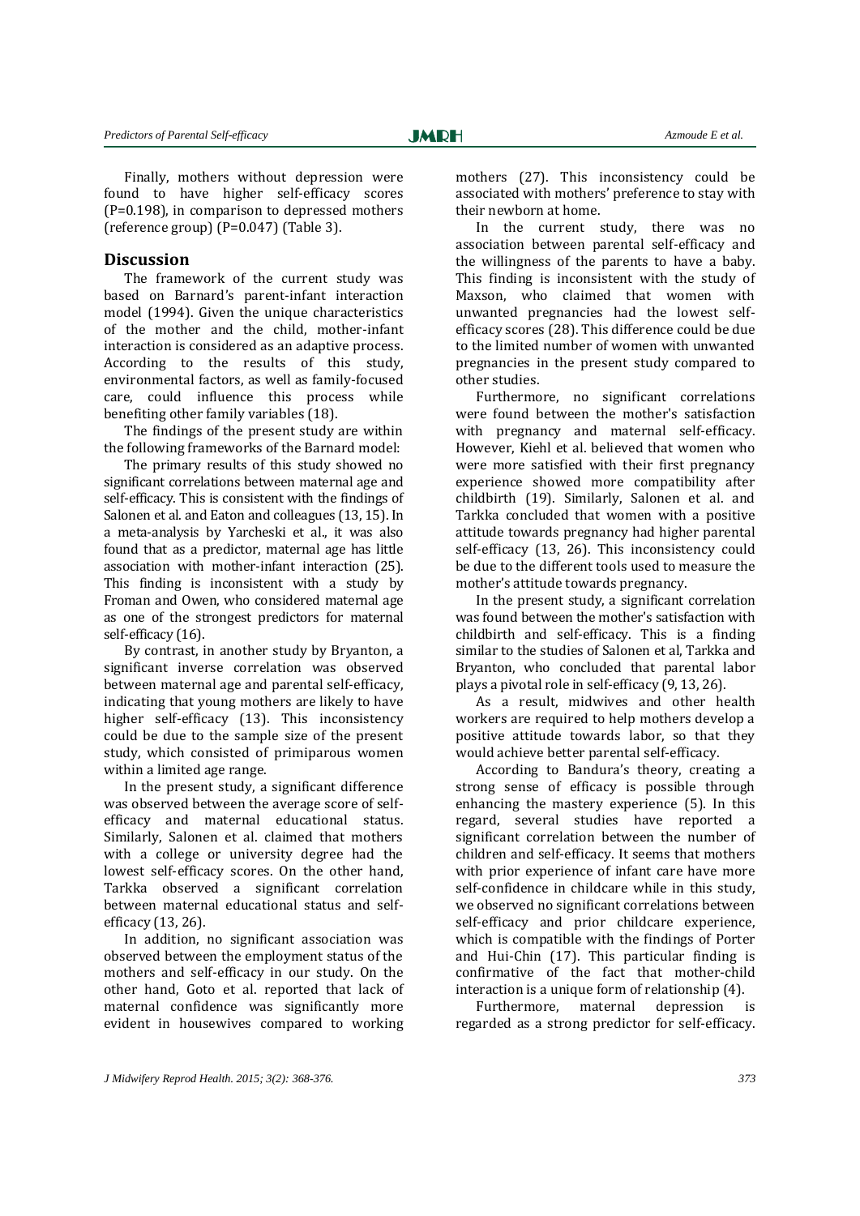Finally, mothers without depression were found to have higher self-efficacy scores (P=0.198), in comparison to depressed mothers (reference group) (P=0.047) (Table 3).

## Discussion

The framework of the current study was based on Barnard's parent-infant interaction model (1994). Given the unique characteristics of the mother and the child, mother-infant interaction is considered as an adaptive process. According to the results of this study, environmental factors, as well as family-focused care, could influence this process while benefiting other family variables (18).

The findings of the present study are within the following frameworks of the Barnard model:

The primary results of this study showed no significant correlations between maternal age and self-efficacy. This is consistent with the findings of Salonen et al. and Eaton and colleagues (13, 15). In a meta-analysis by Yarcheski et al., it was also found that as a predictor, maternal age has little association with mother-infant interaction (25). This finding is inconsistent with a study by Froman and Owen, who considered maternal age as one of the strongest predictors for maternal self-efficacy (16).

By contrast, in another study by Bryanton, a significant inverse correlation was observed between maternal age and parental self-efficacy, indicating that young mothers are likely to have higher self-efficacy (13). This inconsistency could be due to the sample size of the present study, which consisted of primiparous women within a limited age range.

In the present study, a significant difference was observed between the average score of self-efficacy and maternal educational status. Similarly, Salonen et al. claimed that mothers with a college or university degree had the lowest self-efficacy scores. On the other hand, Tarkka observed a significant correlation between maternal educational status and self-efficacy (13, 26).

In addition, no significant association was observed between the employment status of the mothers and self-efficacy in our study. On the other hand, Goto et al. reported that lack of maternal confidence was significantly more evident in housewives compared to working mothers (27). This inconsistency could be associated with mothers' preference to stay with their newborn at home.

In the current study, there was no association between parental self-efficacy and the willingness of the parents to have a baby. This finding is inconsistent with the study of Maxson, who claimed that women with unwanted pregnancies had the lowest self-efficacy scores (28). This difference could be due to the limited number of women with unwanted pregnancies in the present study compared to other studies.

Furthermore, no significant correlations were found between the mother's satisfaction with pregnancy and maternal self-efficacy. However, Kiehl et al. believed that women who were more satisfied with their first pregnancy experience showed more compatibility after childbirth (19). Similarly, Salonen et al. and Tarkka concluded that women with a positive attitude towards pregnancy had higher parental self-efficacy (13, 26). This inconsistency could be due to the different tools used to measure the mother's attitude towards pregnancy.

In the present study, a significant correlation was found between the mother's satisfaction with childbirth and self-efficacy. This is a finding similar to the studies of Salonen et al, Tarkka and Bryanton, who concluded that parental labor plays a pivotal role in self-efficacy (9, 13, 26).

As a result, midwives and other health workers are required to help mothers develop a positive attitude towards labor, so that they would achieve better parental self-efficacy.

According to Bandura's theory, creating a strong sense of efficacy is possible through enhancing the mastery experience (5). In this regard, several studies have reported a significant correlation between the number of children and self-efficacy. It seems that mothers with prior experience of infant care have more self-confidence in childcare while in this study, we observed no significant correlations between self-efficacy and prior childcare experience, which is compatible with the findings of Porter and Hui-Chin (17). This particular finding is confirmative of the fact that mother-child interaction is a unique form of relationship (4).

Furthermore, maternal depression is regarded as a strong predictor for self-efficacy.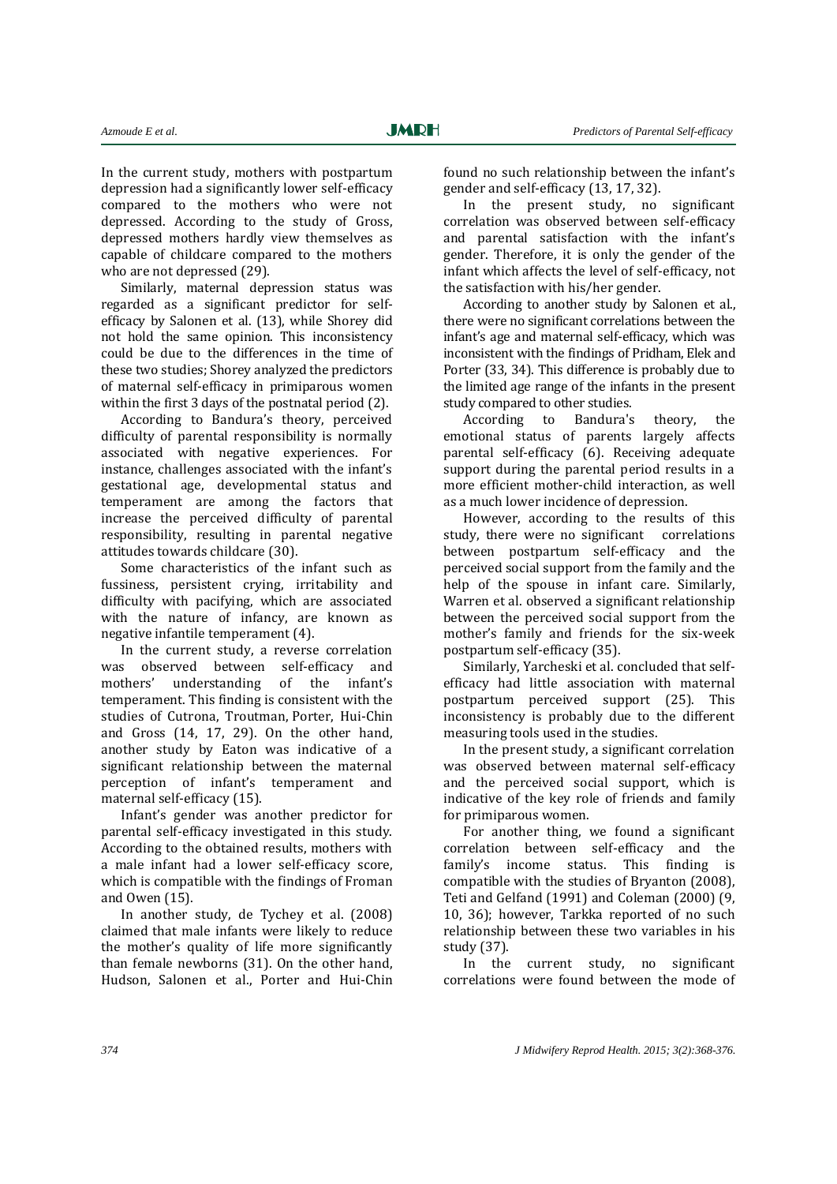In the current study, mothers with postpartum depression had a significantly lower self-efficacy compared to the mothers who were not depressed. According to the study of Gross, depressed mothers hardly view themselves as capable of childcare compared to the mothers who are not depressed (29).

Similarly, maternal depression status was regarded as a significant predictor for self-efficacy by Salonen et al. (13), while Shorey did not hold the same opinion. This inconsistency could be due to the differences in the time of these two studies; Shorey analyzed the predictors of maternal self-efficacy in primiparous women within the first 3 days of the postnatal period (2).

According to Bandura's theory, perceived difficulty of parental responsibility is normally associated with negative experiences. For instance, challenges associated with the infant's gestational age, developmental status and temperament are among the factors that increase the perceived difficulty of parental responsibility, resulting in parental negative attitudes towards childcare (30).

Some characteristics of the infant such as fussiness, persistent crying, irritability and difficulty with pacifying, which are associated with the nature of infancy, are known as negative infantile temperament (4).

In the current study, a reverse correlation was observed between self-efficacy and mothers' understanding of the infant's temperament. This finding is consistent with the studies of Cutrona, Troutman, Porter, Hui-Chin and Gross (14, 17, 29). On the other hand, another study by Eaton was indicative of a significant relationship between the maternal perception of infant's temperament and maternal self-efficacy (15).

Infant's gender was another predictor for parental self-efficacy investigated in this study. According to the obtained results, mothers with a male infant had a lower self-efficacy score, which is compatible with the findings of Froman and Owen (15).

In another study, de Tychey et al. (2008) claimed that male infants were likely to reduce the mother's quality of life more significantly than female newborns (31). On the other hand, Hudson, Salonen et al., Porter and Hui-Chin found no such relationship between the infant's gender and self-efficacy (13, 17, 32).

In the present study, no significant correlation was observed between self-efficacy and parental satisfaction with the infant's gender. Therefore, it is only the gender of the infant which affects the level of self-efficacy, not the satisfaction with his/her gender.

According to another study by Salonen et al., there were no significant correlations between the infant's age and maternal self-efficacy, which was inconsistent with the findings of Pridham, Elek and Porter (33, 34). This difference is probably due to the limited age range of the infants in the present study compared to other studies.

According to Bandura's theory, the emotional status of parents largely affects parental self-efficacy (6). Receiving adequate support during the parental period results in a more efficient mother-child interaction, as well as a much lower incidence of depression.

However, according to the results of this study, there were no significant correlations between postpartum self-efficacy and the perceived social support from the family and the help of the spouse in infant care. Similarly, Warren et al. observed a significant relationship between the perceived social support from the mother's family and friends for the six-week postpartum self-efficacy (35).

Similarly, Yarcheski et al. concluded that self-efficacy had little association with maternal postpartum perceived support (25). This inconsistency is probably due to the different measuring tools used in the studies.

In the present study, a significant correlation was observed between maternal self-efficacy and the perceived social support, which is indicative of the key role of friends and family for primiparous women.

For another thing, we found a significant correlation between self-efficacy and the family's income status. This finding is compatible with the studies of Bryanton (2008), Teti and Gelfand (1991) and Coleman (2000) (9, 10, 36); however, Tarkka reported of no such relationship between these two variables in his study (37).

In the current study, no significant correlations were found between the mode of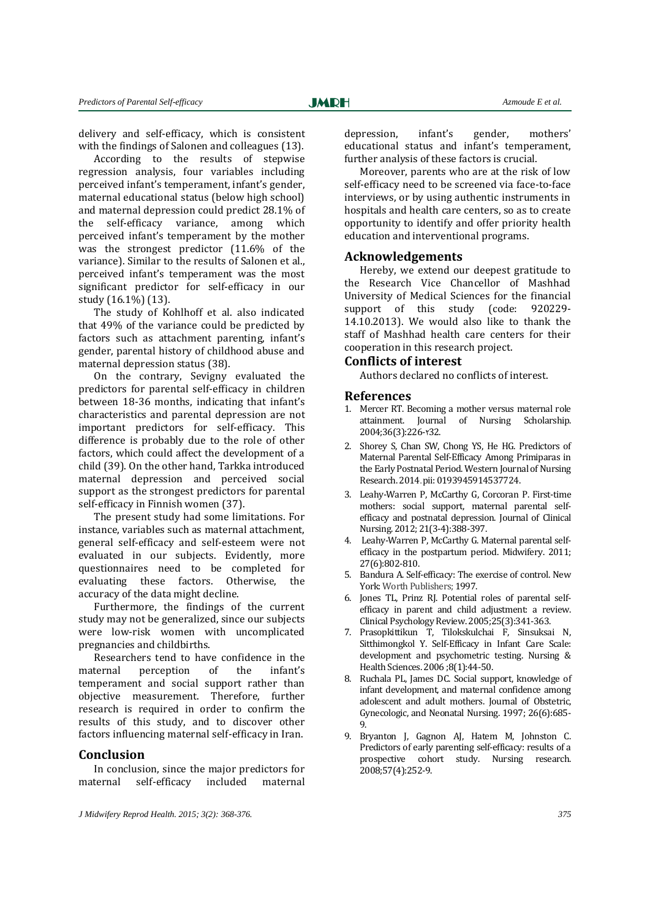delivery and self-efficacy, which is consistent with the findings of Salonen and colleagues (13).

According to the results of stepwise regression analysis, four variables including perceived infant's temperament, infant's gender, maternal educational status (below high school) and maternal depression could predict 28.1% of the self-efficacy variance, among which perceived infant's temperament by the mother was the strongest predictor (11.6% of the variance). Similar to the results of Salonen et al., perceived infant's temperament was the most significant predictor for self-efficacy in our study (16.1%) (13).

The study of Kohlhoff et al. also indicated that 49% of the variance could be predicted by factors such as attachment parenting, infant's gender, parental history of childhood abuse and maternal depression status (38).

On the contrary, Sevigny evaluated the predictors for parental self-efficacy in children between 18-36 months, indicating that infant's characteristics and parental depression are not important predictors for self-efficacy. This difference is probably due to the role of other factors, which could affect the development of a child (39). On the other hand, Tarkka introduced maternal depression and perceived social support as the strongest predictors for parental self-efficacy in Finnish women (37).

The present study had some limitations. For instance, variables such as maternal attachment, general self-efficacy and self-esteem were not evaluated in our subjects. Evidently, more questionnaires need to be completed for evaluating these factors. Otherwise, the accuracy of the data might decline.

Furthermore, the findings of the current study may not be generalized, since our subjects were low-risk women with uncomplicated pregnancies and childbirths.

Researchers tend to have confidence in the maternal perception of the infant's temperament and social support rather than objective measurement. Therefore, further research is required in order to confirm the results of this study, and to discover other factors influencing maternal self-efficacy in Iran.

## Conclusion

In conclusion, since the major predictors for maternal self-efficacy included maternal depression, infant's gender, mothers' educational status and infant's temperament, further analysis of these factors is crucial.

Moreover, parents who are at the risk of low self-efficacy need to be screened via face-to-face interviews, or by using authentic instruments in hospitals and health care centers, so as to create opportunity to identify and offer priority health education and interventional programs.

## Acknowledgements

Hereby, we extend our deepest gratitude to the Research Vice Chancellor of Mashhad University of Medical Sciences for the financial support of this study (code: 920229-14.10.2013). We would also like to thank the staff of Mashhad health care centers for their cooperation in this research project.

## Conflicts of interest

Authors declared no conflicts of interest.

## References

1. Mercer RT. Becoming a mother versus maternal role attainment. Journal of Nursing Scholarship. 2004;36(3):226-۲32.
2. Shorey S, Chan SW, Chong YS, He HG. Predictors of Maternal Parental Self-Efficacy Among Primiparas in the Early Postnatal Period. Western Journal of Nursing Research. 2014. pii: 0193945914537724.
3. Leahy-Warren P, McCarthy G, Corcoran P. First-time mothers: social support, maternal parental self-efficacy and postnatal depression. Journal of Clinical Nursing. 2012; 21(3-4):388-397.
4. Leahy-Warren P, McCarthy G. Maternal parental self-efficacy in the postpartum period. Midwifery. 2011; 27(6):802-810.
5. Bandura A. Self-efficacy: The exercise of control. New York: Worth Publishers; 1997.
6. Jones TL, Prinz RJ. Potential roles of parental self-efficacy in parent and child adjustment: a review. Clinical Psychology Review. 2005;25(3):341-363.
7. Prasopkittikun T, Tilokskulchai F, Sinsuksai N, Sitthimongkol Y. Self-Efficacy in Infant Care Scale: development and psychometric testing. Nursing & Health Sciences. 2006 ;8(1):44-50.
8. Ruchala PL, James DC. Social support, knowledge of infant development, and maternal confidence among adolescent and adult mothers. Journal of Obstetric, Gynecologic, and Neonatal Nursing. 1997; 26(6):685-9.
9. Bryanton J, Gagnon AJ, Hatem M, Johnston C. Predictors of early parenting self-efficacy: results of a prospective cohort study. Nursing research. 2008;57(4):252-9.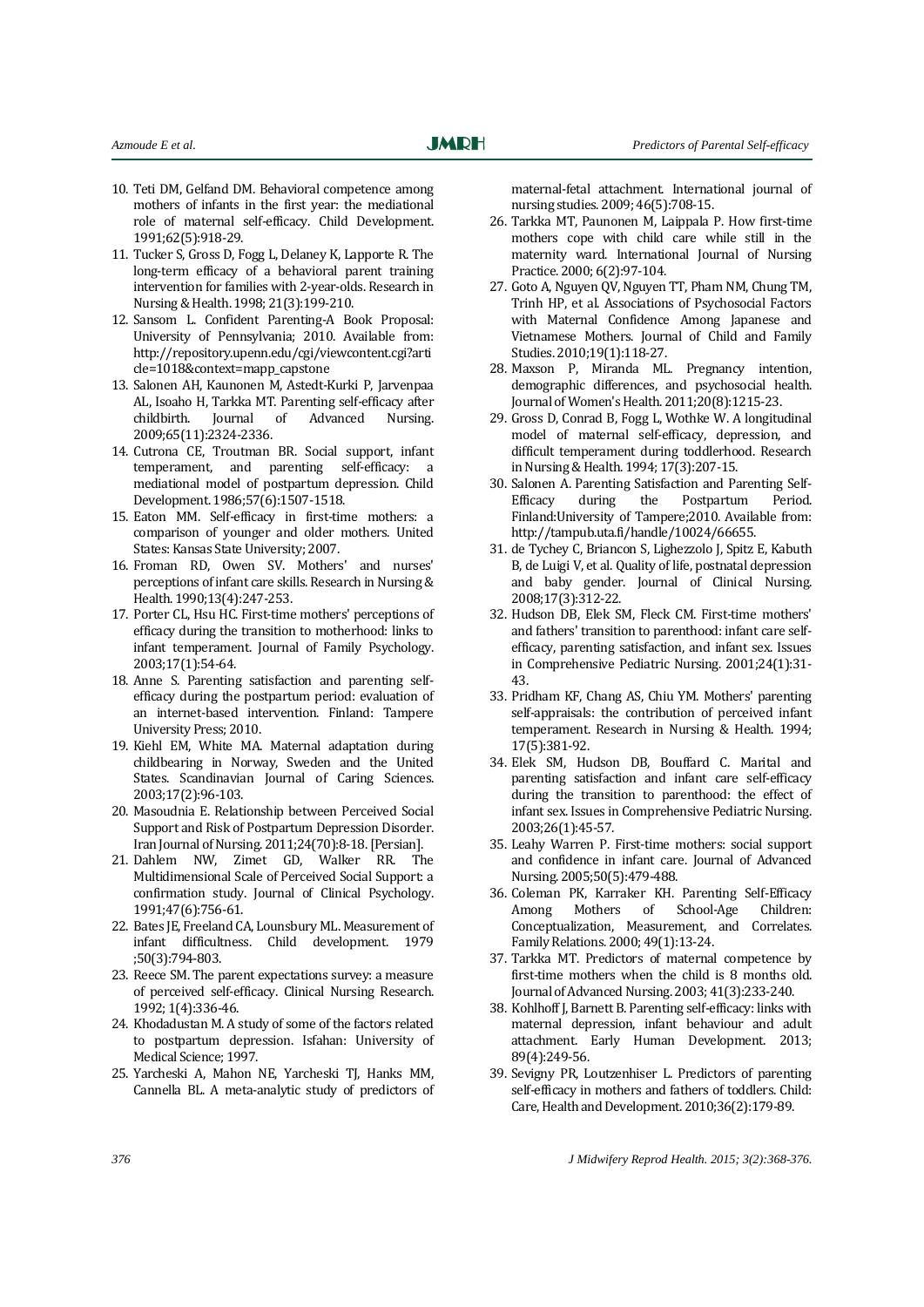10. Teti DM, Gelfand DM. Behavioral competence among mothers of infants in the first year: the mediational role of maternal self-efficacy. Child Development. 1991;62(5):918-29.
11. Tucker S, Gross D, Fogg L, Delaney K, Lapporte R. The long-term efficacy of a behavioral parent training intervention for families with 2-year-olds. Research in Nursing & Health. 1998; 21(3):199-210.
12. Sansom L. Confident Parenting-A Book Proposal: University of Pennsylvania; 2010. Available from: http://repository.upenn.edu/cgi/viewcontent.cgi?article=1018&context=mapp_capstone
13. Salonen AH, Kaunonen M, Astedt-Kurki P, Jarvenpaa AL, Isoaho H, Tarkka MT. Parenting self-efficacy after childbirth. Journal of Advanced Nursing. 2009;65(11):2324-2336.
14. Cutrona CE, Troutman BR. Social support, infant temperament, and parenting self-efficacy: a mediational model of postpartum depression. Child Development. 1986;57(6):1507-1518.
15. Eaton MM. Self-efficacy in first-time mothers: a comparison of younger and older mothers. United States: Kansas State University; 2007.
16. Froman RD, Owen SV. Mothers' and nurses' perceptions of infant care skills. Research in Nursing & Health. 1990;13(4):247-253.
17. Porter CL, Hsu HC. First-time mothers' perceptions of efficacy during the transition to motherhood: links to infant temperament. Journal of Family Psychology. 2003;17(1):54-64.
18. Anne S. Parenting satisfaction and parenting self-efficacy during the postpartum period: evaluation of an internet-based intervention. Finland: Tampere University Press; 2010.
19. Kiehl EM, White MA. Maternal adaptation during childbearing in Norway, Sweden and the United States. Scandinavian Journal of Caring Sciences. 2003;17(2):96-103.
20. Masoudnia E. Relationship between Perceived Social Support and Risk of Postpartum Depression Disorder. Iran Journal of Nursing. 2011;24(70):8-18. [Persian].
21. Dahlem NW, Zimet GD, Walker RR. The Multidimensional Scale of Perceived Social Support: a confirmation study. Journal of Clinical Psychology. 1991;47(6):756-61.
22. Bates JE, Freeland CA, Lounsbury ML. Measurement of infant difficultness. Child development. 1979 ;50(3):794-803.
23. Reece SM. The parent expectations survey: a measure of perceived self-efficacy. Clinical Nursing Research. 1992; 1(4):336-46.
24. Khodadustan M. A study of some of the factors related to postpartum depression. Isfahan: University of Medical Science; 1997.
25. Yarcheski A, Mahon NE, Yarcheski TJ, Hanks MM, Cannella BL. A meta-analytic study of predictors of maternal-fetal attachment. International journal of nursing studies. 2009; 46(5):708-15.
26. Tarkka MT, Paunonen M, Laippala P. How first-time mothers cope with child care while still in the maternity ward. International Journal of Nursing Practice. 2000; 6(2):97-104.
27. Goto A, Nguyen QV, Nguyen TT, Pham NM, Chung TM, Trinh HP, et al. Associations of Psychosocial Factors with Maternal Confidence Among Japanese and Vietnamese Mothers. Journal of Child and Family Studies. 2010;19(1):118-27.
28. Maxson P, Miranda ML. Pregnancy intention, demographic differences, and psychosocial health. Journal of Women's Health. 2011;20(8):1215-23.
29. Gross D, Conrad B, Fogg L, Wothke W. A longitudinal model of maternal self-efficacy, depression, and difficult temperament during toddlerhood. Research in Nursing & Health. 1994; 17(3):207-15.
30. Salonen A. Parenting Satisfaction and Parenting Self-Efficacy during the Postpartum Period. Finland:University of Tampere;2010. Available from: http://tampub.uta.fi/handle/10024/66655.
31. de Tychey C, Briancon S, Lighezzolo J, Spitz E, Kabuth B, de Luigi V, et al. Quality of life, postnatal depression and baby gender. Journal of Clinical Nursing. 2008;17(3):312-22.
32. Hudson DB, Elek SM, Fleck CM. First-time mothers' and fathers' transition to parenthood: infant care self-efficacy, parenting satisfaction, and infant sex. Issues in Comprehensive Pediatric Nursing. 2001;24(1):31-43.
33. Pridham KF, Chang AS, Chiu YM. Mothers' parenting self-appraisals: the contribution of perceived infant temperament. Research in Nursing & Health. 1994; 17(5):381-92.
34. Elek SM, Hudson DB, Bouffard C. Marital and parenting satisfaction and infant care self-efficacy during the transition to parenthood: the effect of infant sex. Issues in Comprehensive Pediatric Nursing. 2003;26(1):45-57.
35. Leahy Warren P. First-time mothers: social support and confidence in infant care. Journal of Advanced Nursing. 2005;50(5):479-488.
36. Coleman PK, Karraker KH. Parenting Self-Efficacy Among Mothers of School-Age Children: Conceptualization, Measurement, and Correlates. Family Relations. 2000; 49(1):13-24.
37. Tarkka MT. Predictors of maternal competence by first-time mothers when the child is 8 months old. Journal of Advanced Nursing. 2003; 41(3):233-240.
38. Kohlhoff J, Barnett B. Parenting self-efficacy: links with maternal depression, infant behaviour and adult attachment. Early Human Development. 2013; 89(4):249-56.
39. Sevigny PR, Loutzenhiser L. Predictors of parenting self-efficacy in mothers and fathers of toddlers. Child: Care, Health and Development. 2010;36(2):179-89.